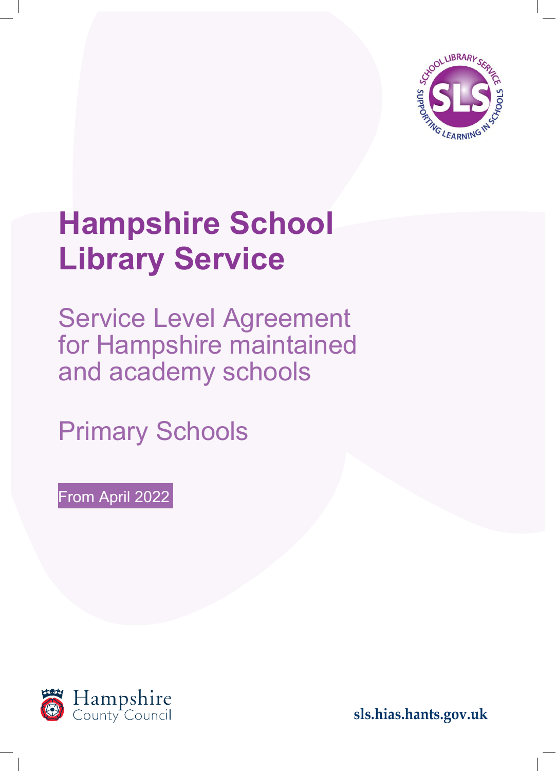# Hampshire School Library Service

## Service Level Agreement for Hampshire maintained and academy schools

## Primary Schools

From April 2022

sls.hias.hants.gov.uk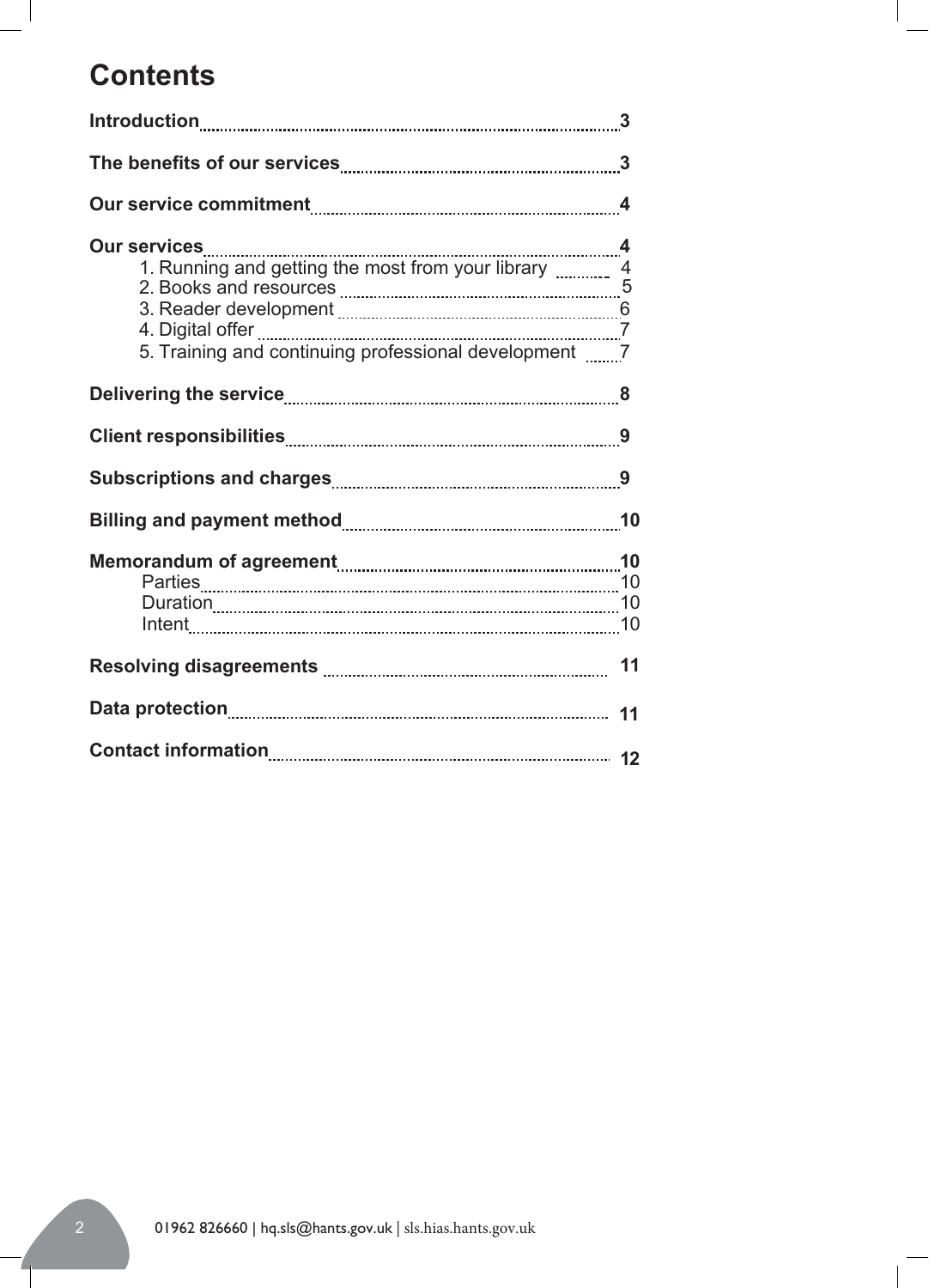# Contents

**Introduction** 3

**The benefits of our services** 3

**Our service commitment** 4

**Our services** 4

1. Running and getting the most from your library 4
2. Books and resources 5
3. Reader development 6
4. Digital offer 7
5. Training and continuing professional development 7

**Delivering the service** 8

**Client responsibilities** 9

**Subscriptions and charges** 9

**Billing and payment method** 10

**Memorandum of agreement** 10

- Parties 10
- Duration 10
- Intent 10

**Resolving disagreements** 11

**Data protection** 11

**Contact information** 12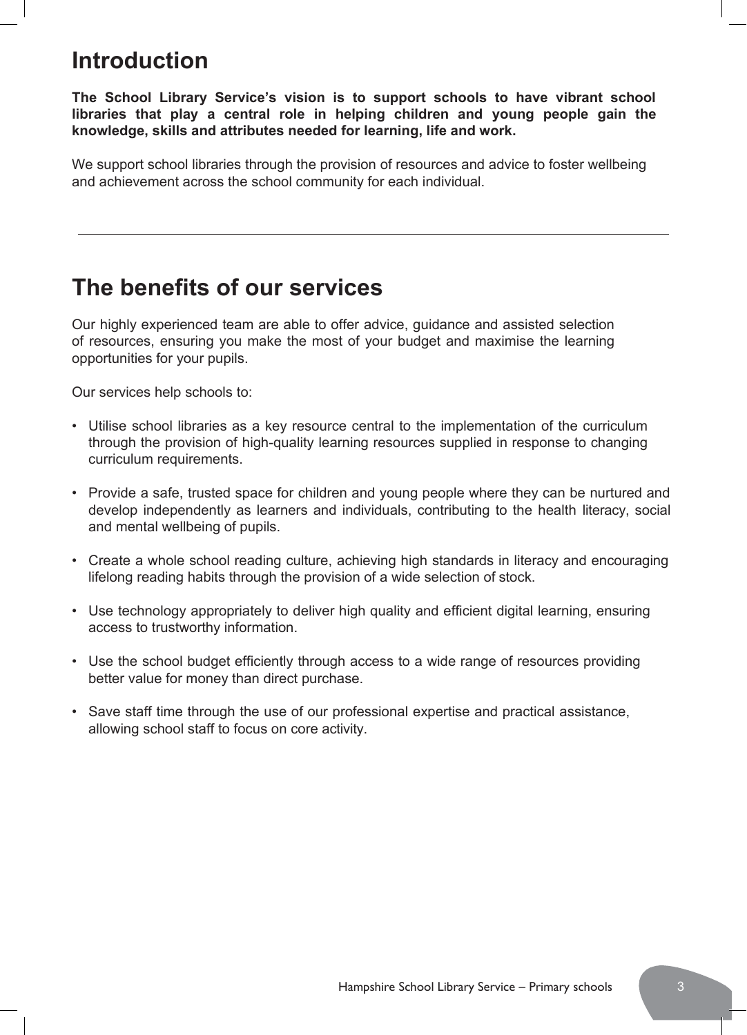# Introduction

**The School Library Service's vision is to support schools to have vibrant school libraries that play a central role in helping children and young people gain the knowledge, skills and attributes needed for learning, life and work.**

We support school libraries through the provision of resources and advice to foster wellbeing and achievement across the school community for each individual.

---

# The benefits of our services

Our highly experienced team are able to offer advice, guidance and assisted selection of resources, ensuring you make the most of your budget and maximise the learning opportunities for your pupils.

Our services help schools to:

- Utilise school libraries as a key resource central to the implementation of the curriculum through the provision of high-quality learning resources supplied in response to changing curriculum requirements.
- Provide a safe, trusted space for children and young people where they can be nurtured and develop independently as learners and individuals, contributing to the health literacy, social and mental wellbeing of pupils.
- Create a whole school reading culture, achieving high standards in literacy and encouraging lifelong reading habits through the provision of a wide selection of stock.
- Use technology appropriately to deliver high quality and efficient digital learning, ensuring access to trustworthy information.
- Use the school budget efficiently through access to a wide range of resources providing better value for money than direct purchase.
- Save staff time through the use of our professional expertise and practical assistance, allowing school staff to focus on core activity.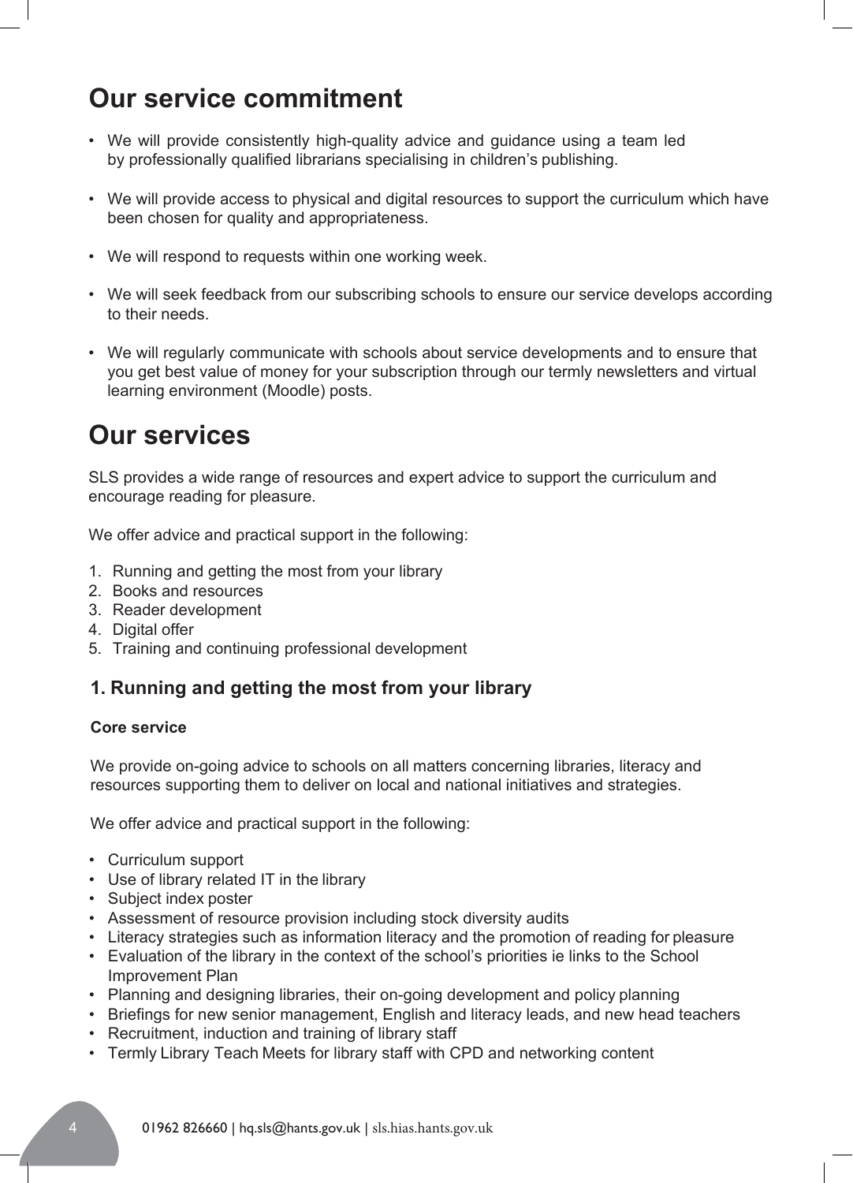# Our service commitment

- We will provide consistently high-quality advice and guidance using a team led by professionally qualified librarians specialising in children's publishing.
- We will provide access to physical and digital resources to support the curriculum which have been chosen for quality and appropriateness.
- We will respond to requests within one working week.
- We will seek feedback from our subscribing schools to ensure our service develops according to their needs.
- We will regularly communicate with schools about service developments and to ensure that you get best value of money for your subscription through our termly newsletters and virtual learning environment (Moodle) posts.

# Our services

SLS provides a wide range of resources and expert advice to support the curriculum and encourage reading for pleasure.

We offer advice and practical support in the following:

1. Running and getting the most from your library
2. Books and resources
3. Reader development
4. Digital offer
5. Training and continuing professional development

## 1. Running and getting the most from your library

**Core service**

We provide on-going advice to schools on all matters concerning libraries, literacy and resources supporting them to deliver on local and national initiatives and strategies.

We offer advice and practical support in the following:

- Curriculum support
- Use of library related IT in the library
- Subject index poster
- Assessment of resource provision including stock diversity audits
- Literacy strategies such as information literacy and the promotion of reading for pleasure
- Evaluation of the library in the context of the school's priorities ie links to the School Improvement Plan
- Planning and designing libraries, their on-going development and policy planning
- Briefings for new senior management, English and literacy leads, and new head teachers
- Recruitment, induction and training of library staff
- Termly Library Teach Meets for library staff with CPD and networking content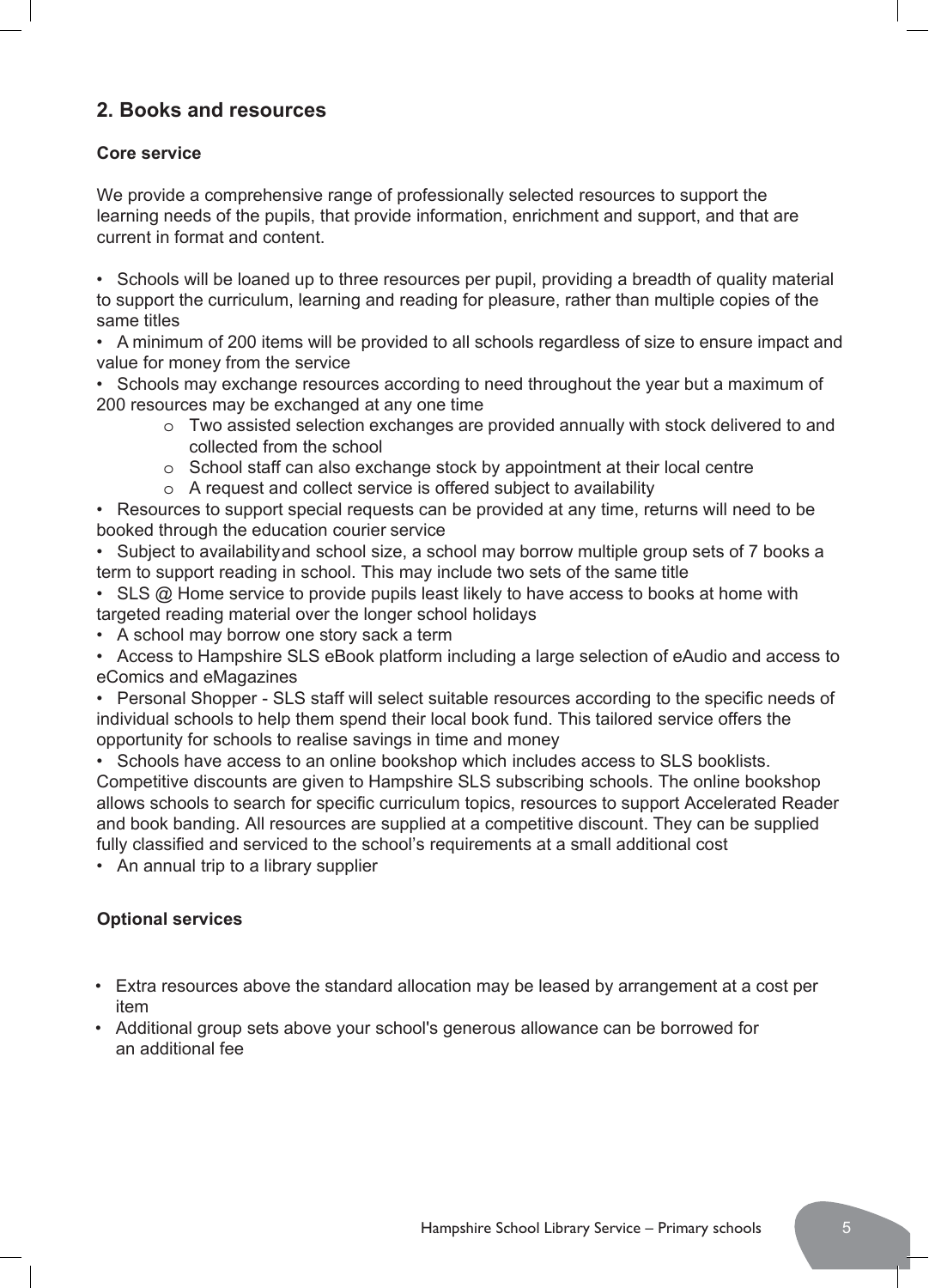## 2. Books and resources

### Core service

We provide a comprehensive range of professionally selected resources to support the learning needs of the pupils, that provide information, enrichment and support, and that are current in format and content.

- Schools will be loaned up to three resources per pupil, providing a breadth of quality material to support the curriculum, learning and reading for pleasure, rather than multiple copies of the same titles
- A minimum of 200 items will be provided to all schools regardless of size to ensure impact and value for money from the service
- Schools may exchange resources according to need throughout the year but a maximum of 200 resources may be exchanged at any one time
    - Two assisted selection exchanges are provided annually with stock delivered to and collected from the school
    - School staff can also exchange stock by appointment at their local centre
    - A request and collect service is offered subject to availability
- Resources to support special requests can be provided at any time, returns will need to be booked through the education courier service
- Subject to availability and school size, a school may borrow multiple group sets of 7 books a term to support reading in school. This may include two sets of the same title
- SLS @ Home service to provide pupils least likely to have access to books at home with targeted reading material over the longer school holidays
- A school may borrow one story sack a term
- Access to Hampshire SLS eBook platform including a large selection of eAudio and access to eComics and eMagazines
- Personal Shopper - SLS staff will select suitable resources according to the specific needs of individual schools to help them spend their local book fund. This tailored service offers the opportunity for schools to realise savings in time and money
- Schools have access to an online bookshop which includes access to SLS booklists. Competitive discounts are given to Hampshire SLS subscribing schools. The online bookshop allows schools to search for specific curriculum topics, resources to support Accelerated Reader and book banding. All resources are supplied at a competitive discount. They can be supplied fully classified and serviced to the school's requirements at a small additional cost
- An annual trip to a library supplier

### Optional services

- Extra resources above the standard allocation may be leased by arrangement at a cost per item
- Additional group sets above your school's generous allowance can be borrowed for an additional fee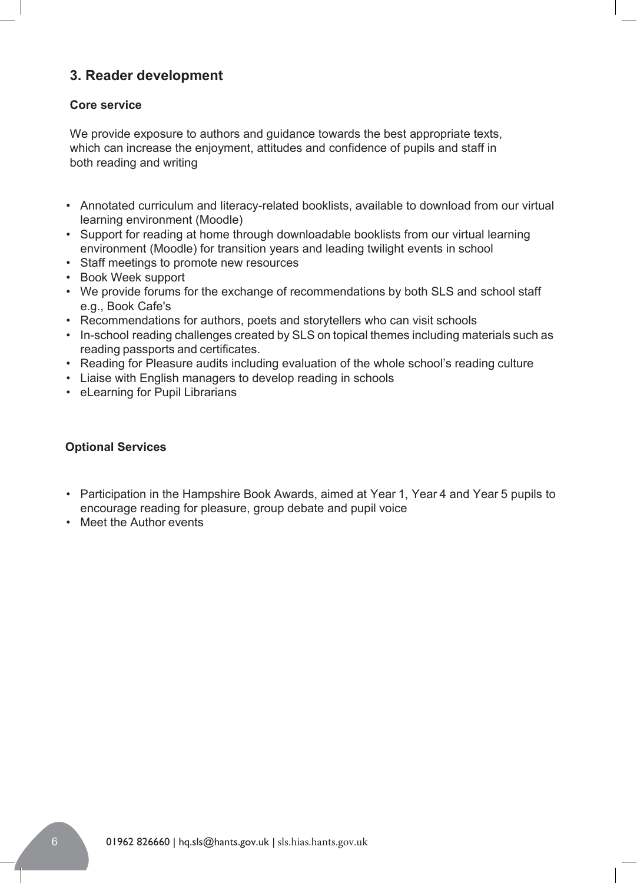## 3. Reader development

### Core service

We provide exposure to authors and guidance towards the best appropriate texts, which can increase the enjoyment, attitudes and confidence of pupils and staff in both reading and writing

- Annotated curriculum and literacy-related booklists, available to download from our virtual learning environment (Moodle)
- Support for reading at home through downloadable booklists from our virtual learning environment (Moodle) for transition years and leading twilight events in school
- Staff meetings to promote new resources
- Book Week support
- We provide forums for the exchange of recommendations by both SLS and school staff e.g., Book Cafe's
- Recommendations for authors, poets and storytellers who can visit schools
- In-school reading challenges created by SLS on topical themes including materials such as reading passports and certificates.
- Reading for Pleasure audits including evaluation of the whole school's reading culture
- Liaise with English managers to develop reading in schools
- eLearning for Pupil Librarians

### Optional Services

- Participation in the Hampshire Book Awards, aimed at Year 1, Year 4 and Year 5 pupils to encourage reading for pleasure, group debate and pupil voice
- Meet the Author events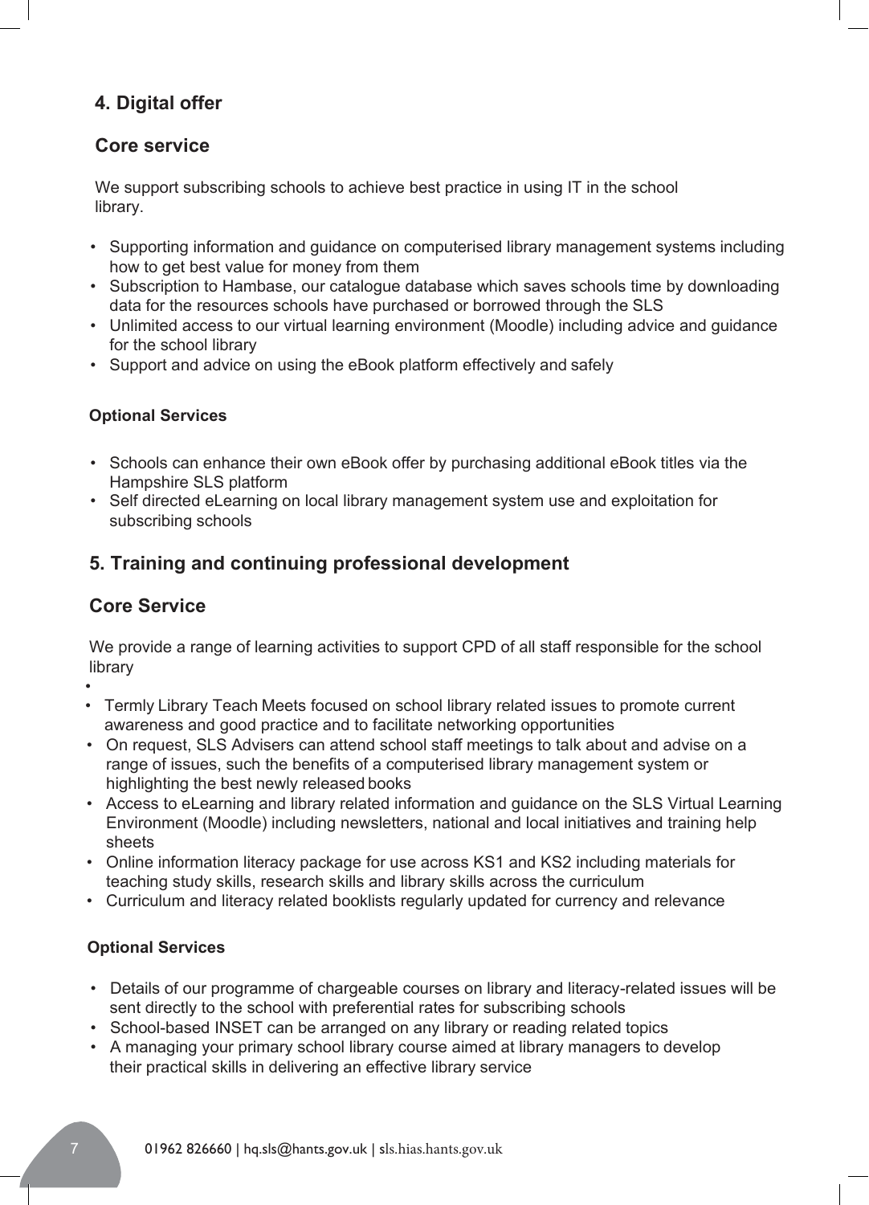## 4. Digital offer

### Core service

We support subscribing schools to achieve best practice in using IT in the school library.

- Supporting information and guidance on computerised library management systems including how to get best value for money from them
- Subscription to Hambase, our catalogue database which saves schools time by downloading data for the resources schools have purchased or borrowed through the SLS
- Unlimited access to our virtual learning environment (Moodle) including advice and guidance for the school library
- Support and advice on using the eBook platform effectively and safely

#### Optional Services

- Schools can enhance their own eBook offer by purchasing additional eBook titles via the Hampshire SLS platform
- Self directed eLearning on local library management system use and exploitation for subscribing schools

## 5. Training and continuing professional development

### Core Service

We provide a range of learning activities to support CPD of all staff responsible for the school library

- Termly Library Teach Meets focused on school library related issues to promote current awareness and good practice and to facilitate networking opportunities
- On request, SLS Advisers can attend school staff meetings to talk about and advise on a range of issues, such the benefits of a computerised library management system or highlighting the best newly released books
- Access to eLearning and library related information and guidance on the SLS Virtual Learning Environment (Moodle) including newsletters, national and local initiatives and training help sheets
- Online information literacy package for use across KS1 and KS2 including materials for teaching study skills, research skills and library skills across the curriculum
- Curriculum and literacy related booklists regularly updated for currency and relevance

#### Optional Services

- Details of our programme of chargeable courses on library and literacy-related issues will be sent directly to the school with preferential rates for subscribing schools
- School-based INSET can be arranged on any library or reading related topics
- A managing your primary school library course aimed at library managers to develop their practical skills in delivering an effective library service

01962 826660 | hq.sls@hants.gov.uk | sls.hias.hants.gov.uk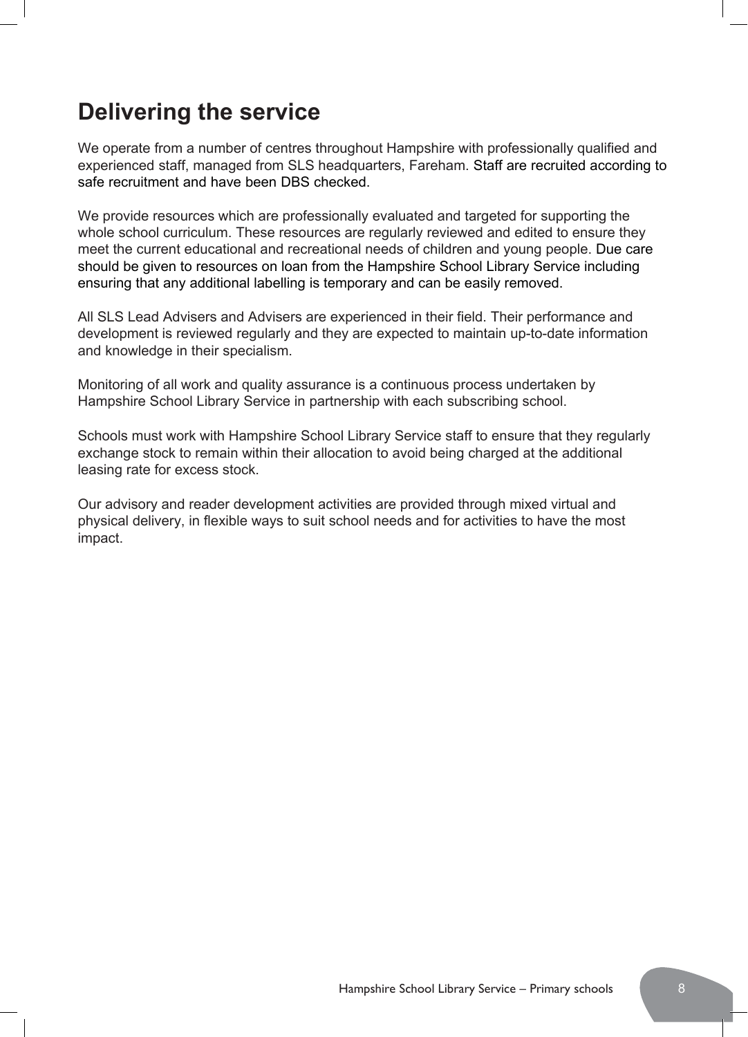## Delivering the service

We operate from a number of centres throughout Hampshire with professionally qualified and experienced staff, managed from SLS headquarters, Fareham. Staff are recruited according to safe recruitment and have been DBS checked.

We provide resources which are professionally evaluated and targeted for supporting the whole school curriculum. These resources are regularly reviewed and edited to ensure they meet the current educational and recreational needs of children and young people. Due care should be given to resources on loan from the Hampshire School Library Service including ensuring that any additional labelling is temporary and can be easily removed.

All SLS Lead Advisers and Advisers are experienced in their field. Their performance and development is reviewed regularly and they are expected to maintain up-to-date information and knowledge in their specialism.

Monitoring of all work and quality assurance is a continuous process undertaken by Hampshire School Library Service in partnership with each subscribing school.

Schools must work with Hampshire School Library Service staff to ensure that they regularly exchange stock to remain within their allocation to avoid being charged at the additional leasing rate for excess stock.

Our advisory and reader development activities are provided through mixed virtual and physical delivery, in flexible ways to suit school needs and for activities to have the most impact.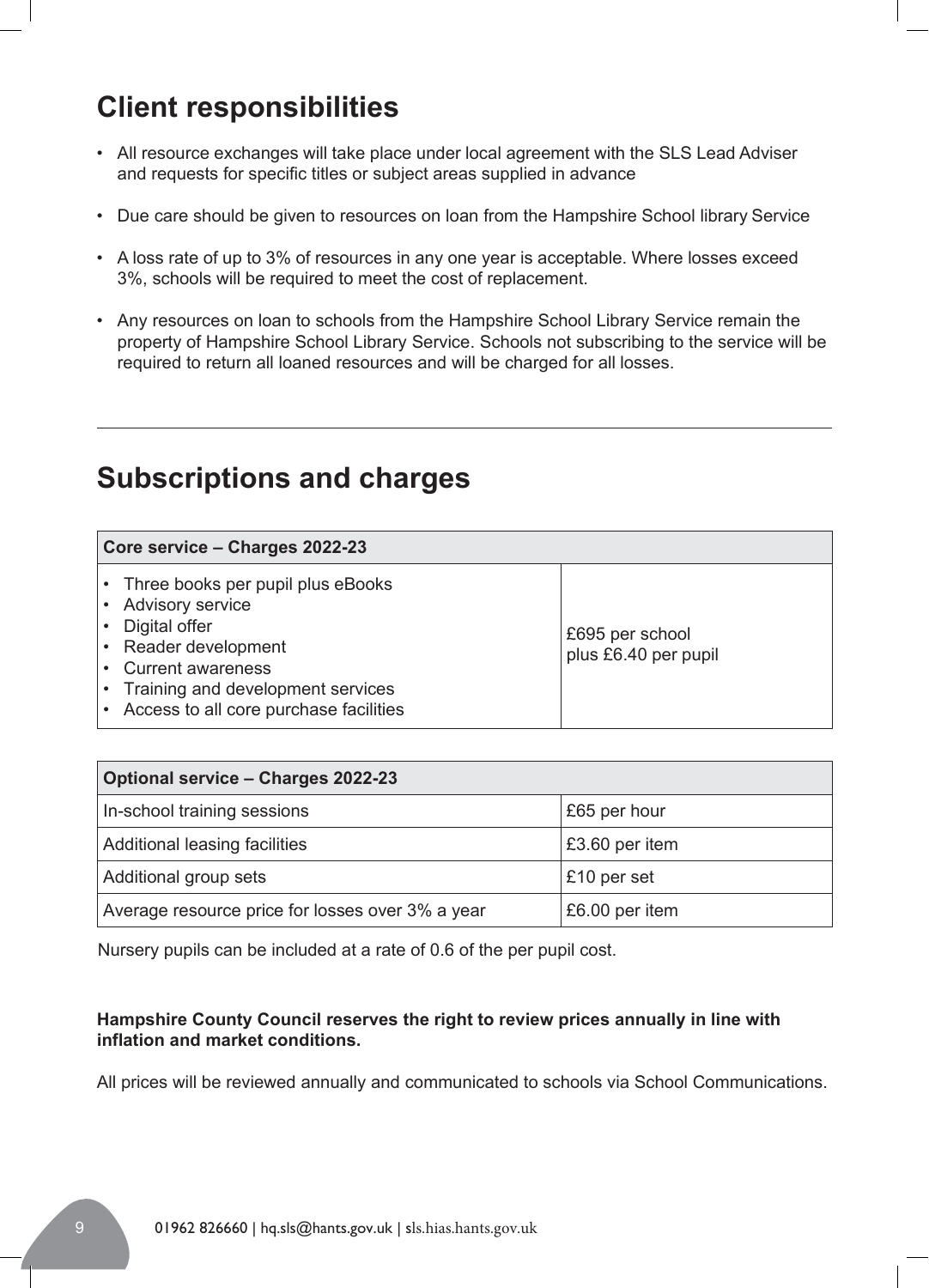## Client responsibilities

- All resource exchanges will take place under local agreement with the SLS Lead Adviser and requests for specific titles or subject areas supplied in advance
- Due care should be given to resources on loan from the Hampshire School library Service
- A loss rate of up to 3% of resources in any one year is acceptable. Where losses exceed 3%, schools will be required to meet the cost of replacement.
- Any resources on loan to schools from the Hampshire School Library Service remain the property of Hampshire School Library Service. Schools not subscribing to the service will be required to return all loaned resources and will be charged for all losses.

---

## Subscriptions and charges

| **Core service – Charges 2022-23** | |
|---|---|
| • Three books per pupil plus eBooks<br>• Advisory service<br>• Digital offer<br>• Reader development<br>• Current awareness<br>• Training and development services<br>• Access to all core purchase facilities | £695 per school<br>plus £6.40 per pupil |

| **Optional service – Charges 2022-23** | |
|---|---|
| In-school training sessions | £65 per hour |
| Additional leasing facilities | £3.60 per item |
| Additional group sets | £10 per set |
| Average resource price for losses over 3% a year | £6.00 per item |

Nursery pupils can be included at a rate of 0.6 of the per pupil cost.

**Hampshire County Council reserves the right to review prices annually in line with inflation and market conditions.**

All prices will be reviewed annually and communicated to schools via School Communications.

01962 826660 | hq.sls@hants.gov.uk | sls.hias.hants.gov.uk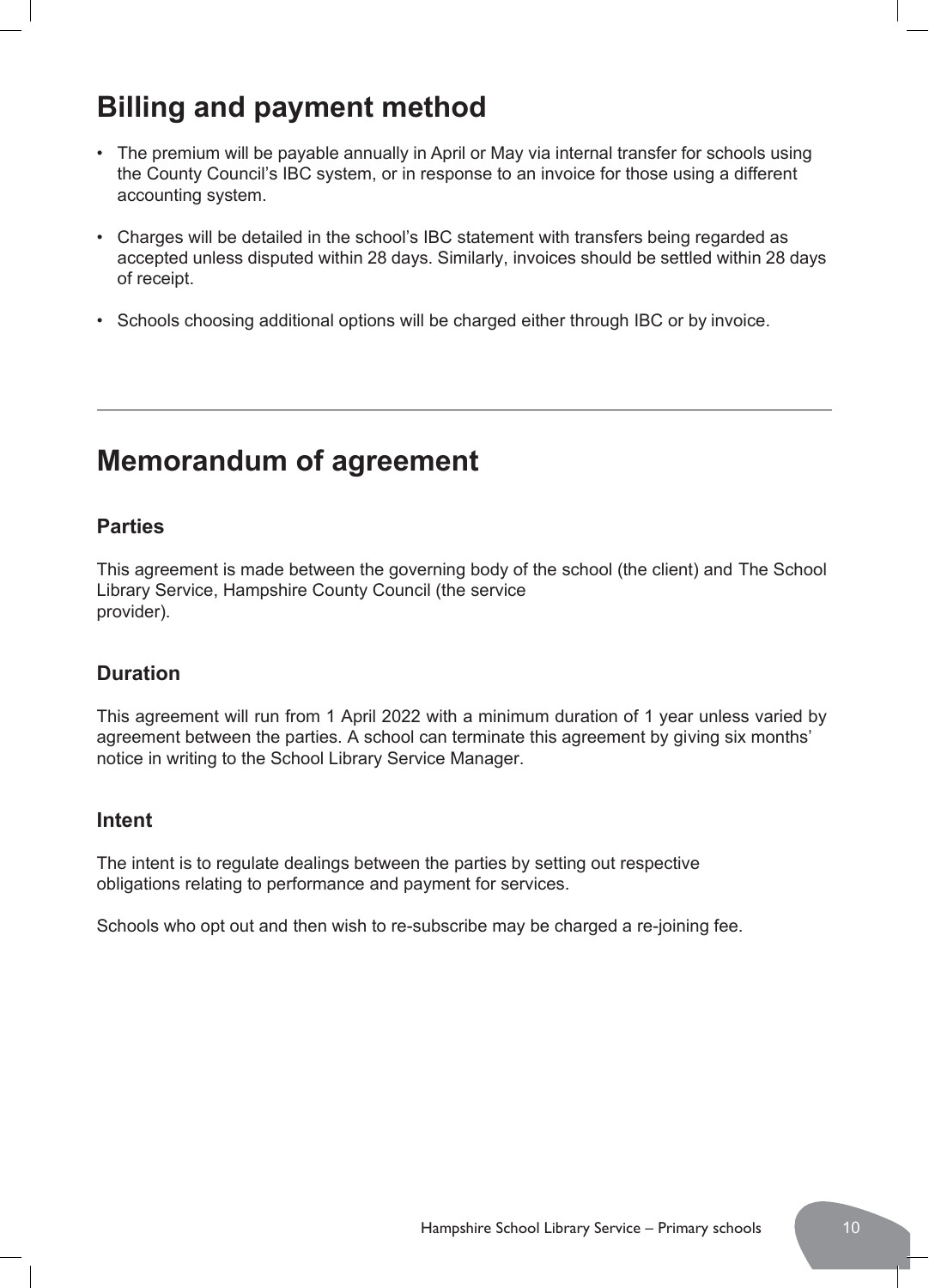## Billing and payment method

- The premium will be payable annually in April or May via internal transfer for schools using the County Council's IBC system, or in response to an invoice for those using a different accounting system.
- Charges will be detailed in the school's IBC statement with transfers being regarded as accepted unless disputed within 28 days. Similarly, invoices should be settled within 28 days of receipt.
- Schools choosing additional options will be charged either through IBC or by invoice.

---

## Memorandum of agreement

### Parties

This agreement is made between the governing body of the school (the client) and The School Library Service, Hampshire County Council (the service provider).

### Duration

This agreement will run from 1 April 2022 with a minimum duration of 1 year unless varied by agreement between the parties. A school can terminate this agreement by giving six months' notice in writing to the School Library Service Manager.

### Intent

The intent is to regulate dealings between the parties by setting out respective obligations relating to performance and payment for services.

Schools who opt out and then wish to re-subscribe may be charged a re-joining fee.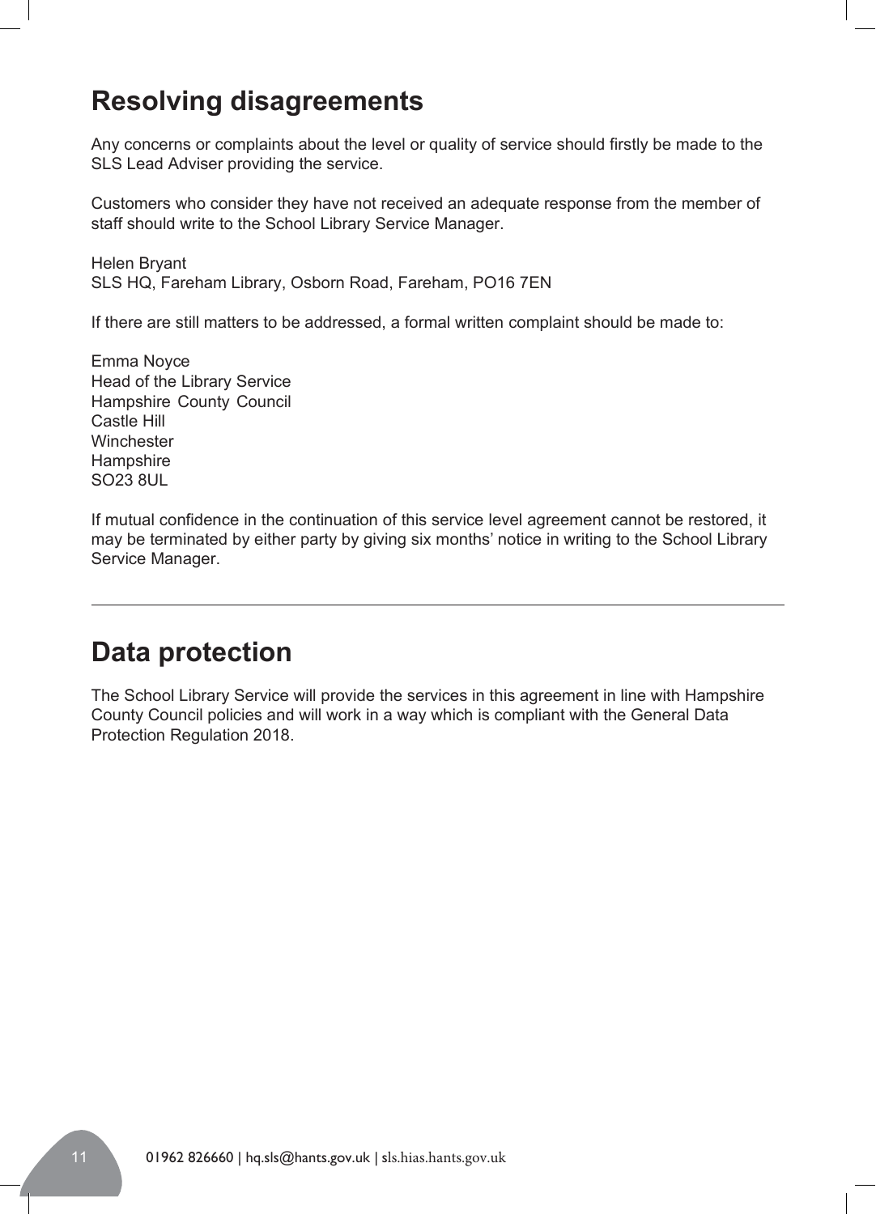## Resolving disagreements

Any concerns or complaints about the level or quality of service should firstly be made to the SLS Lead Adviser providing the service.

Customers who consider they have not received an adequate response from the member of staff should write to the School Library Service Manager.

Helen Bryant  
SLS HQ, Fareham Library, Osborn Road, Fareham, PO16 7EN

If there are still matters to be addressed, a formal written complaint should be made to:

Emma Noyce  
Head of the Library Service  
Hampshire County Council  
Castle Hill  
Winchester  
Hampshire  
SO23 8UL

If mutual confidence in the continuation of this service level agreement cannot be restored, it may be terminated by either party by giving six months' notice in writing to the School Library Service Manager.

---

## Data protection

The School Library Service will provide the services in this agreement in line with Hampshire County Council policies and will work in a way which is compliant with the General Data Protection Regulation 2018.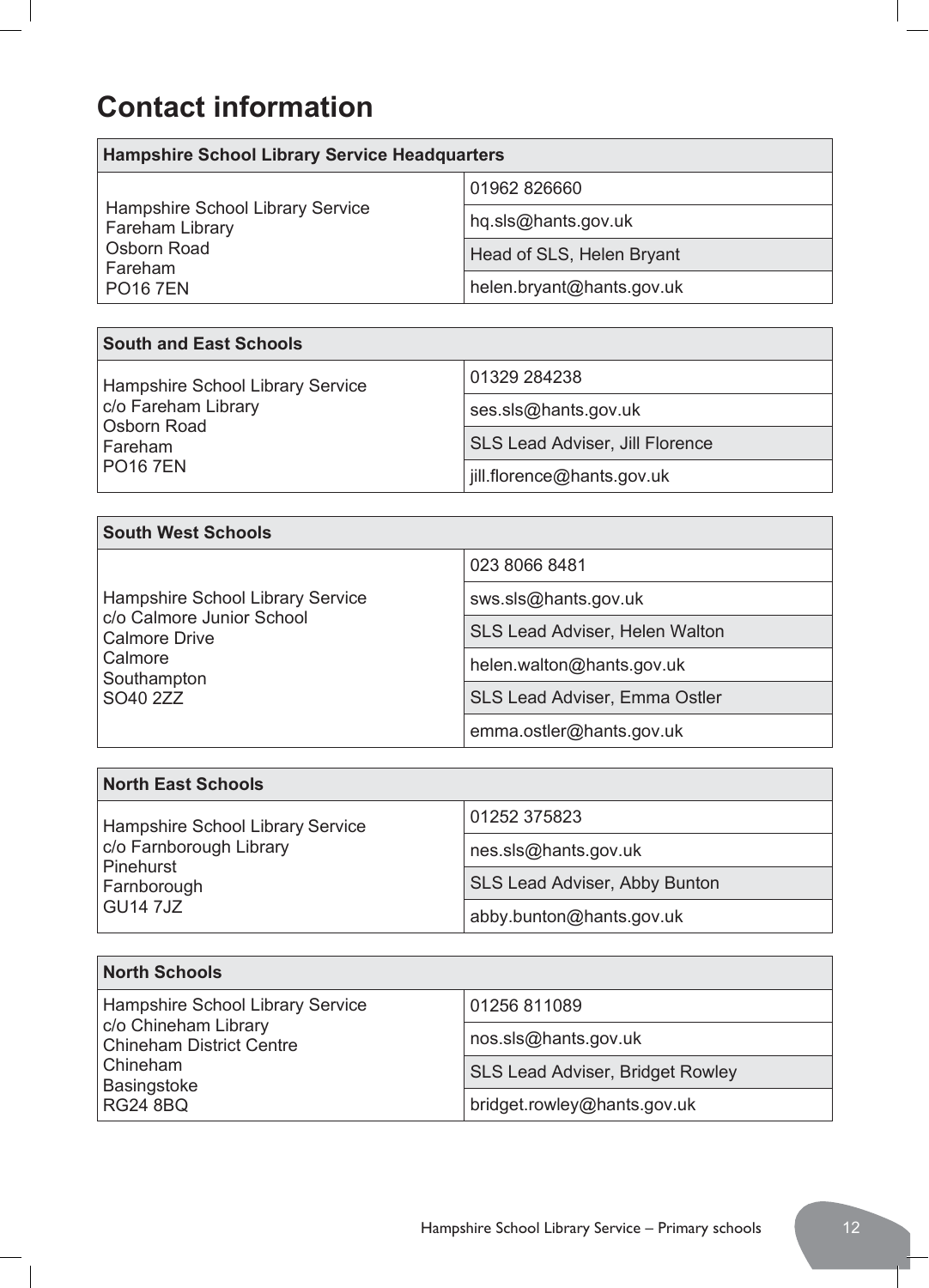# Contact information

| Hampshire School Library Service Headquarters | |
|---|---|
| Hampshire School Library Service<br>Fareham Library<br>Osborn Road<br>Fareham<br>PO16 7EN | 01962 826660 |
| | hq.sls@hants.gov.uk |
| | Head of SLS, Helen Bryant |
| | helen.bryant@hants.gov.uk |

| South and East Schools | |
|---|---|
| Hampshire School Library Service<br>c/o Fareham Library<br>Osborn Road<br>Fareham<br>PO16 7EN | 01329 284238 |
| | ses.sls@hants.gov.uk |
| | SLS Lead Adviser, Jill Florence |
| | jill.florence@hants.gov.uk |

| South West Schools | |
|---|---|
| Hampshire School Library Service<br>c/o Calmore Junior School<br>Calmore Drive<br>Calmore<br>Southampton<br>SO40 2ZZ | 023 8066 8481 |
| | sws.sls@hants.gov.uk |
| | SLS Lead Adviser, Helen Walton |
| | helen.walton@hants.gov.uk |
| | SLS Lead Adviser, Emma Ostler |
| | emma.ostler@hants.gov.uk |

| North East Schools | |
|---|---|
| Hampshire School Library Service<br>c/o Farnborough Library<br>Pinehurst<br>Farnborough<br>GU14 7JZ | 01252 375823 |
| | nes.sls@hants.gov.uk |
| | SLS Lead Adviser, Abby Bunton |
| | abby.bunton@hants.gov.uk |

| North Schools | |
|---|---|
| Hampshire School Library Service<br>c/o Chineham Library<br>Chineham District Centre<br>Chineham<br>Basingstoke<br>RG24 8BQ | 01256 811089 |
| | nos.sls@hants.gov.uk |
| | SLS Lead Adviser, Bridget Rowley |
| | bridget.rowley@hants.gov.uk |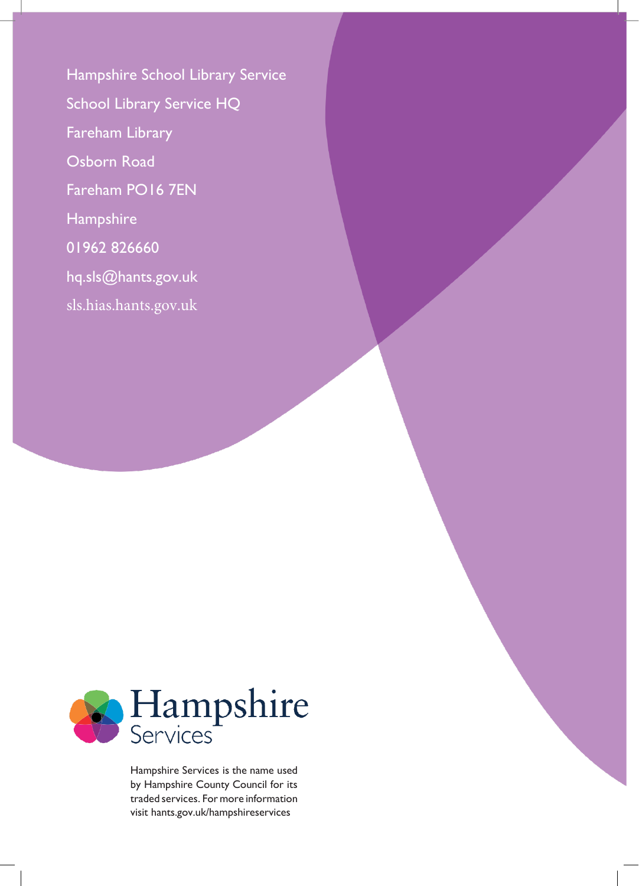Hampshire School Library Service

School Library Service HQ

Fareham Library

Osborn Road

Fareham PO16 7EN

Hampshire

01962 826660

hq.sls@hants.gov.uk

sls.hias.hants.gov.uk

Hampshire Services

Hampshire Services is the name used by Hampshire County Council for its traded services. For more information visit hants.gov.uk/hampshireservices